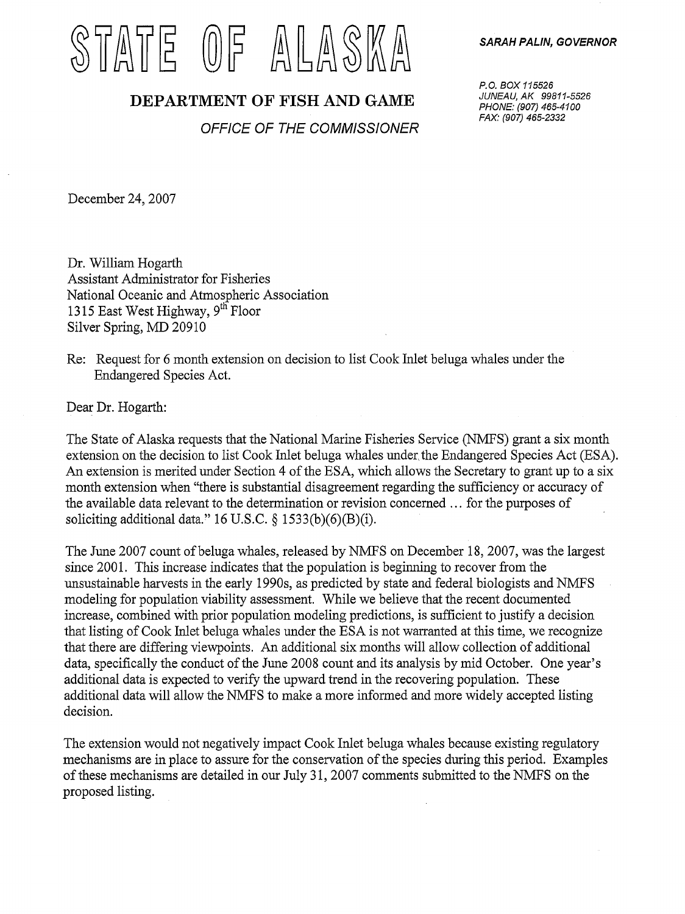# STATE OF ALASKA

**SARAH PALIN, GOVERNOR**

## DEPARTMENT OF FISH AND GAME

*OFFICE OF THE COMMISSIONER*

*P.O. BOX 115526*
*JUNEAU, AK 99811-5526*
*PHONE: (907) 465-4100*
*FAX: (907) 465-2332*

December 24, 2007

Dr. William Hogarth
Assistant Administrator for Fisheries
National Oceanic and Atmospheric Association
1315 East West Highway, 9th Floor
Silver Spring, MD 20910

Re: Request for 6 month extension on decision to list Cook Inlet beluga whales under the Endangered Species Act.

Dear Dr. Hogarth:

The State of Alaska requests that the National Marine Fisheries Service (NMFS) grant a six month extension on the decision to list Cook Inlet beluga whales under the Endangered Species Act (ESA). An extension is merited under Section 4 of the ESA, which allows the Secretary to grant up to a six month extension when "there is substantial disagreement regarding the sufficiency or accuracy of the available data relevant to the determination or revision concerned … for the purposes of soliciting additional data." 16 U.S.C. § 1533(b)(6)(B)(i).

The June 2007 count of beluga whales, released by NMFS on December 18, 2007, was the largest since 2001. This increase indicates that the population is beginning to recover from the unsustainable harvests in the early 1990s, as predicted by state and federal biologists and NMFS modeling for population viability assessment. While we believe that the recent documented increase, combined with prior population modeling predictions, is sufficient to justify a decision that listing of Cook Inlet beluga whales under the ESA is not warranted at this time, we recognize that there are differing viewpoints. An additional six months will allow collection of additional data, specifically the conduct of the June 2008 count and its analysis by mid October. One year's additional data is expected to verify the upward trend in the recovering population. These additional data will allow the NMFS to make a more informed and more widely accepted listing decision.

The extension would not negatively impact Cook Inlet beluga whales because existing regulatory mechanisms are in place to assure for the conservation of the species during this period. Examples of these mechanisms are detailed in our July 31, 2007 comments submitted to the NMFS on the proposed listing.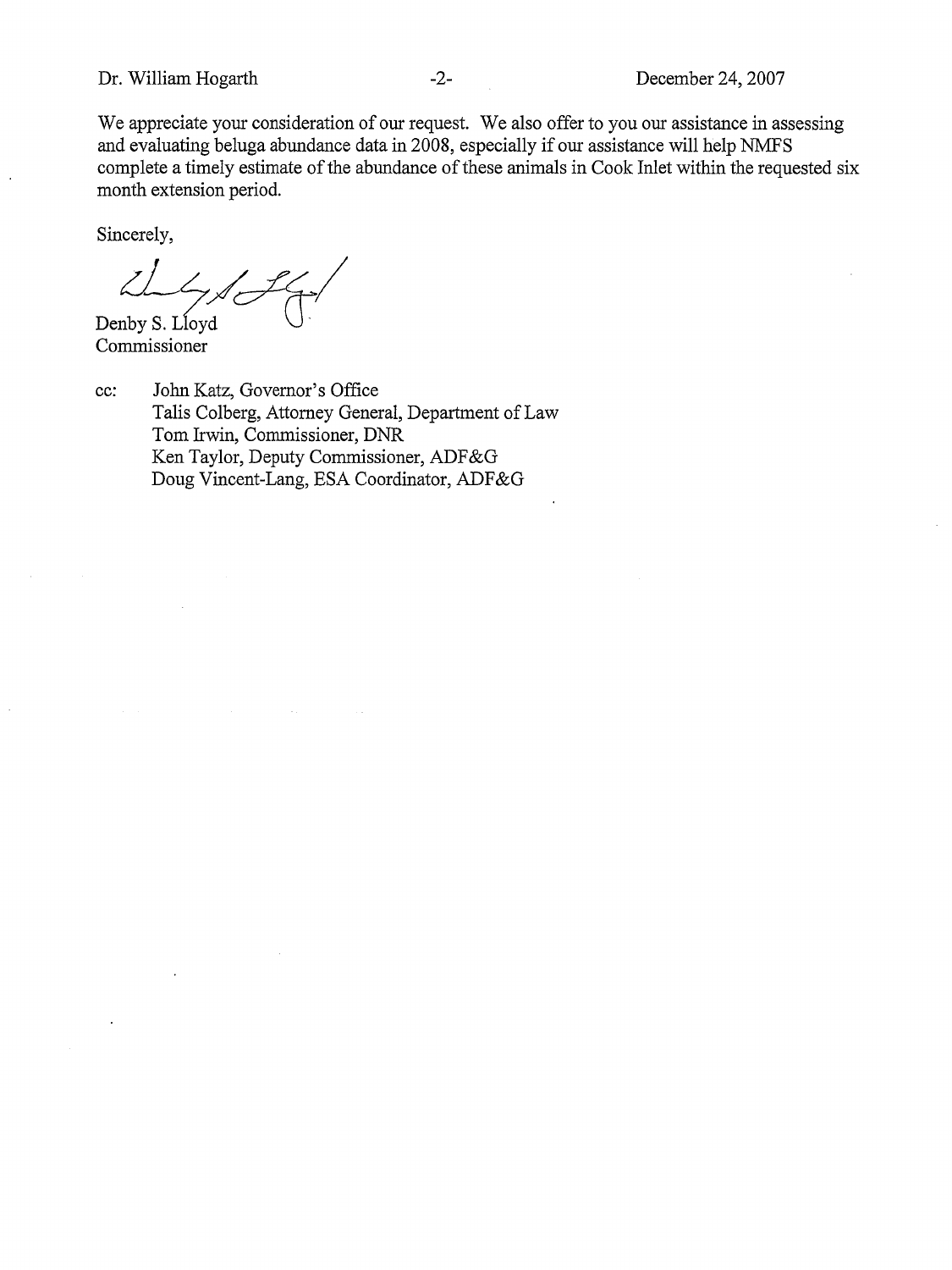We appreciate your consideration of our request. We also offer to you our assistance in assessing and evaluating beluga abundance data in 2008, especially if our assistance will help NMFS complete a timely estimate of the abundance of these animals in Cook Inlet within the requested six month extension period.

Sincerely,

Denby S. Lloyd  
Commissioner

cc: John Katz, Governor's Office  
Talis Colberg, Attorney General, Department of Law  
Tom Irwin, Commissioner, DNR  
Ken Taylor, Deputy Commissioner, ADF&G  
Doug Vincent-Lang, ESA Coordinator, ADF&G